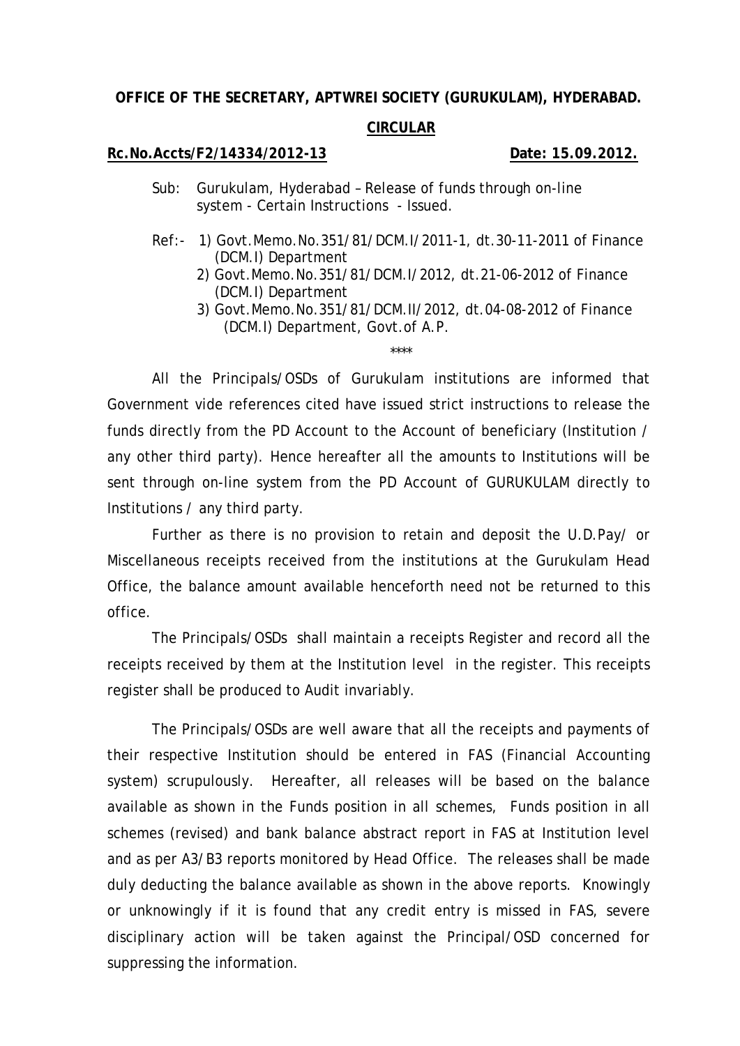**OFFICE OF THE SECRETARY, APTWREI SOCIETY (GURUKULAM), HYDERABAD.**

**CIRCULAR**

**Rc.No.Accts/F2/14334/2012-13** **Date: 15.09.2012.**

Sub: Gurukulam, Hyderabad – Release of funds through on-line system - Certain Instructions - Issued.

Ref:- 1) Govt.Memo.No.351/81/DCM.I/2011-1, dt.30-11-2011 of Finance (DCM.I) Department
2) Govt.Memo.No.351/81/DCM.I/2012, dt.21-06-2012 of Finance (DCM.I) Department
3) Govt.Memo.No.351/81/DCM.II/2012, dt.04-08-2012 of Finance (DCM.I) Department, Govt.of A.P.

\*\*\*\*

All the Principals/OSDs of Gurukulam institutions are informed that Government vide references cited have issued strict instructions to release the funds directly from the PD Account to the Account of beneficiary (Institution / any other third party). Hence hereafter all the amounts to Institutions will be sent through on-line system from the PD Account of GURUKULAM directly to Institutions / any third party.

Further as there is no provision to retain and deposit the U.D.Pay/ or Miscellaneous receipts received from the institutions at the Gurukulam Head Office, the balance amount available henceforth need not be returned to this office.

The Principals/OSDs shall maintain a receipts Register and record all the receipts received by them at the Institution level in the register. This receipts register shall be produced to Audit invariably.

The Principals/OSDs are well aware that all the receipts and payments of their respective Institution should be entered in FAS (Financial Accounting system) scrupulously. Hereafter, all releases will be based on the balance available as shown in the Funds position in all schemes, Funds position in all schemes (revised) and bank balance abstract report in FAS at Institution level and as per A3/B3 reports monitored by Head Office. The releases shall be made duly deducting the balance available as shown in the above reports. Knowingly or unknowingly if it is found that any credit entry is missed in FAS, severe disciplinary action will be taken against the Principal/OSD concerned for suppressing the information.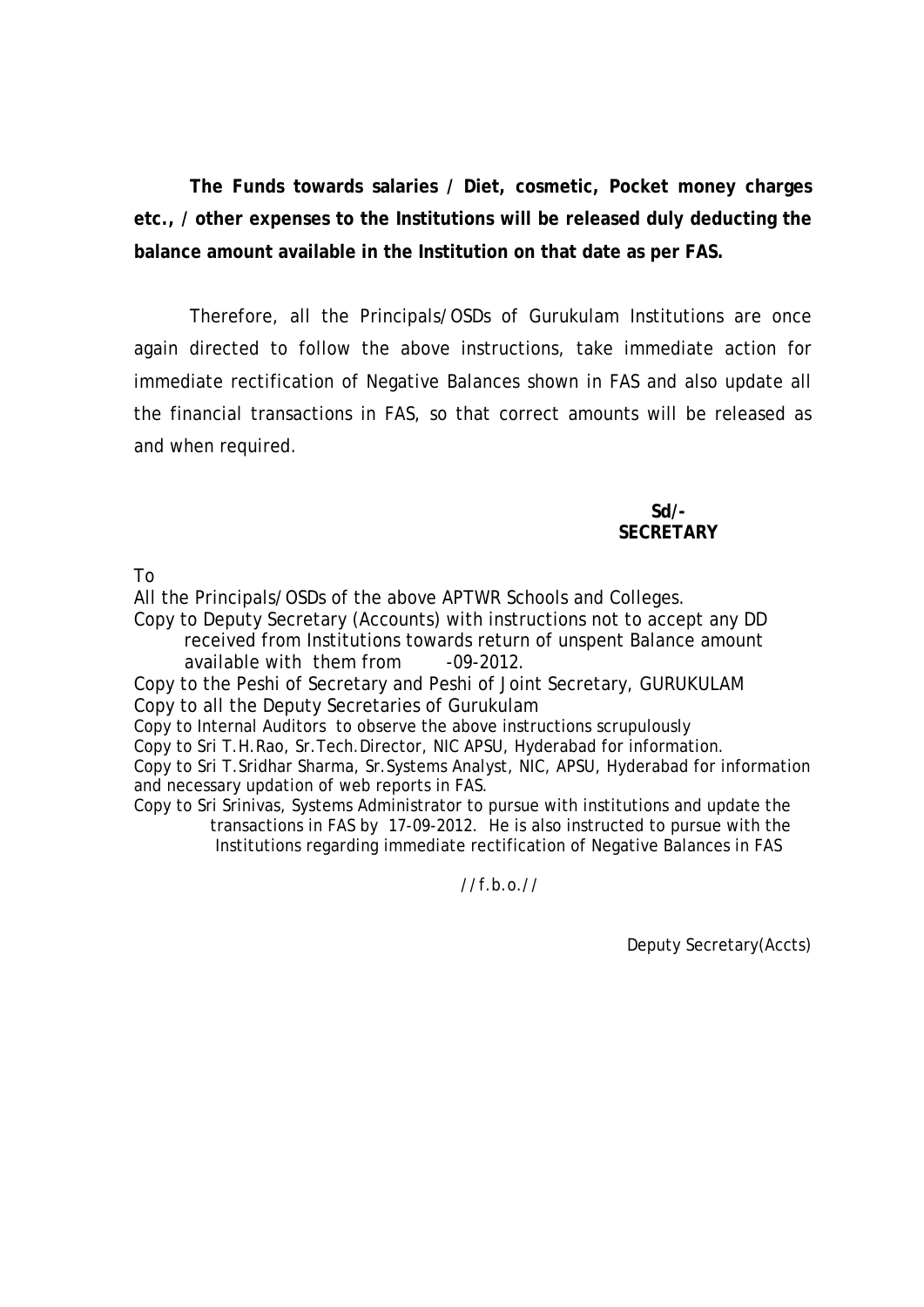**The Funds towards salaries / Diet, cosmetic, Pocket money charges etc., / other expenses to the Institutions will be released duly deducting the balance amount available in the Institution on that date as per FAS.**

Therefore, all the Principals/OSDs of Gurukulam Institutions are once again directed to follow the above instructions, take immediate action for immediate rectification of Negative Balances shown in FAS and also update all the financial transactions in FAS, so that correct amounts will be released as and when required.

**Sd/-**
**SECRETARY**

To

All the Principals/OSDs of the above APTWR Schools and Colleges.

Copy to Deputy Secretary (Accounts) with instructions not to accept any DD received from Institutions towards return of unspent Balance amount available with them from -09-2012.

Copy to the Peshi of Secretary and Peshi of Joint Secretary, GURUKULAM

Copy to all the Deputy Secretaries of Gurukulam

Copy to Internal Auditors to observe the above instructions scrupulously

Copy to Sri T.H.Rao, Sr.Tech.Director, NIC APSU, Hyderabad for information.

Copy to Sri T.Sridhar Sharma, Sr.Systems Analyst, NIC, APSU, Hyderabad for information and necessary updation of web reports in FAS.

Copy to Sri Srinivas, Systems Administrator to pursue with institutions and update the transactions in FAS by 17-09-2012. He is also instructed to pursue with the Institutions regarding immediate rectification of Negative Balances in FAS

//f.b.o.//

Deputy Secretary(Accts)